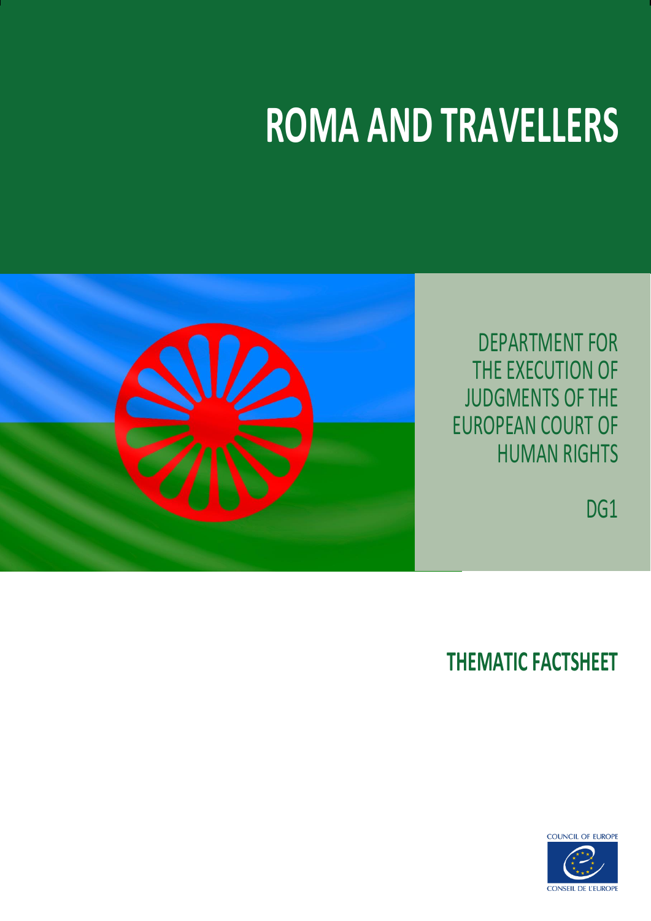# ROMA AND TRAVELLERS

DEPARTMENT FOR THE EXECUTION OF JUDGMENTS OF THE EUROPEAN COURT OF HUMAN RIGHTS

DG1

## THEMATIC FACTSHEET

COUNCIL OF EUROPE

CONSEIL DE L'EUROPE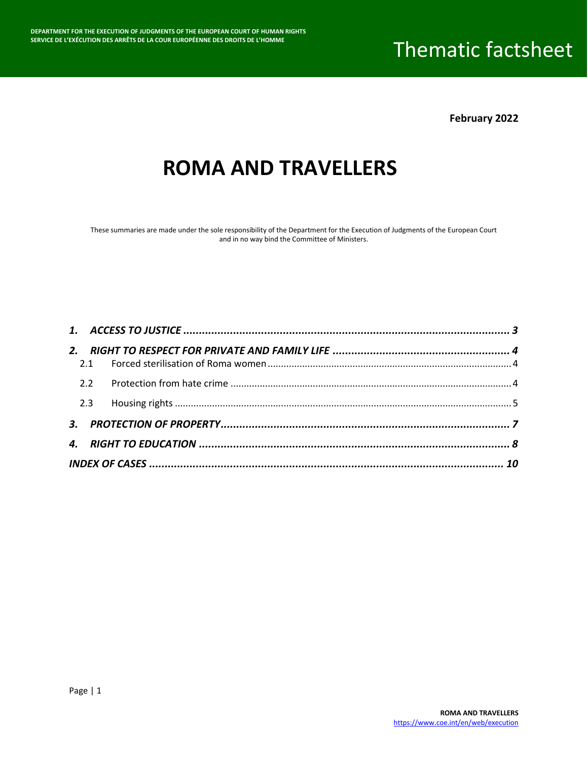DEPARTMENT FOR THE EXECUTION OF JUDGMENTS OF THE EUROPEAN COURT OF HUMAN RIGHTS
SERVICE DE L'EXÉCUTION DES ARRÊTS DE LA COUR EUROPÉENNE DES DROITS DE L'HOMME

Thematic factsheet

**February 2022**

# ROMA AND TRAVELLERS

These summaries are made under the sole responsibility of the Department for the Execution of Judgments of the European Court and in no way bind the Committee of Ministers.

***1. ACCESS TO JUSTICE*** ........................................................................................................ ***3***

***2. RIGHT TO RESPECT FOR PRIVATE AND FAMILY LIFE*** ........................................................ ***4***

2.1 Forced sterilisation of Roma women ........................................................................................ 4

2.2 Protection from hate crime ........................................................................................................ 4

2.3 Housing rights ............................................................................................................................ 5

***3. PROTECTION OF PROPERTY*** ............................................................................................ ***7***

***4. RIGHT TO EDUCATION*** ..................................................................................................... ***8***

***INDEX OF CASES*** ................................................................................................................. ***10***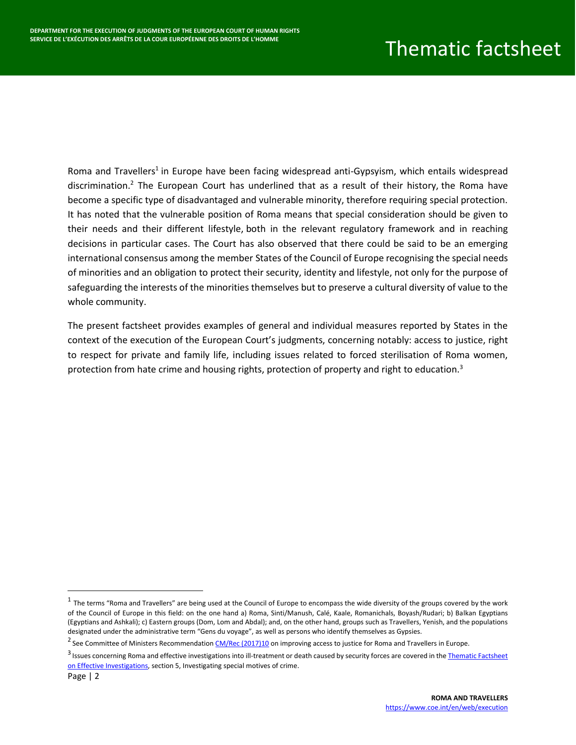Roma and Travellers[1] in Europe have been facing widespread anti-Gypsyism, which entails widespread discrimination.[2] The European Court has underlined that as a result of their history, the Roma have become a specific type of disadvantaged and vulnerable minority, therefore requiring special protection. It has noted that the vulnerable position of Roma means that special consideration should be given to their needs and their different lifestyle, both in the relevant regulatory framework and in reaching decisions in particular cases. The Court has also observed that there could be said to be an emerging international consensus among the member States of the Council of Europe recognising the special needs of minorities and an obligation to protect their security, identity and lifestyle, not only for the purpose of safeguarding the interests of the minorities themselves but to preserve a cultural diversity of value to the whole community.

The present factsheet provides examples of general and individual measures reported by States in the context of the execution of the European Court's judgments, concerning notably: access to justice, right to respect for private and family life, including issues related to forced sterilisation of Roma women, protection from hate crime and housing rights, protection of property and right to education.[3]

---

[1] The terms "Roma and Travellers" are being used at the Council of Europe to encompass the wide diversity of the groups covered by the work of the Council of Europe in this field: on the one hand a) Roma, Sinti/Manush, Calé, Kaale, Romanichals, Boyash/Rudari; b) Balkan Egyptians (Egyptians and Ashkali); c) Eastern groups (Dom, Lom and Abdal); and, on the other hand, groups such as Travellers, Yenish, and the populations designated under the administrative term "Gens du voyage", as well as persons who identify themselves as Gypsies.

[2] See Committee of Ministers Recommendation CM/Rec (2017)10 on improving access to justice for Roma and Travellers in Europe.

[3] Issues concerning Roma and effective investigations into ill-treatment or death caused by security forces are covered in the Thematic Factsheet on Effective Investigations, section 5, Investigating special motives of crime.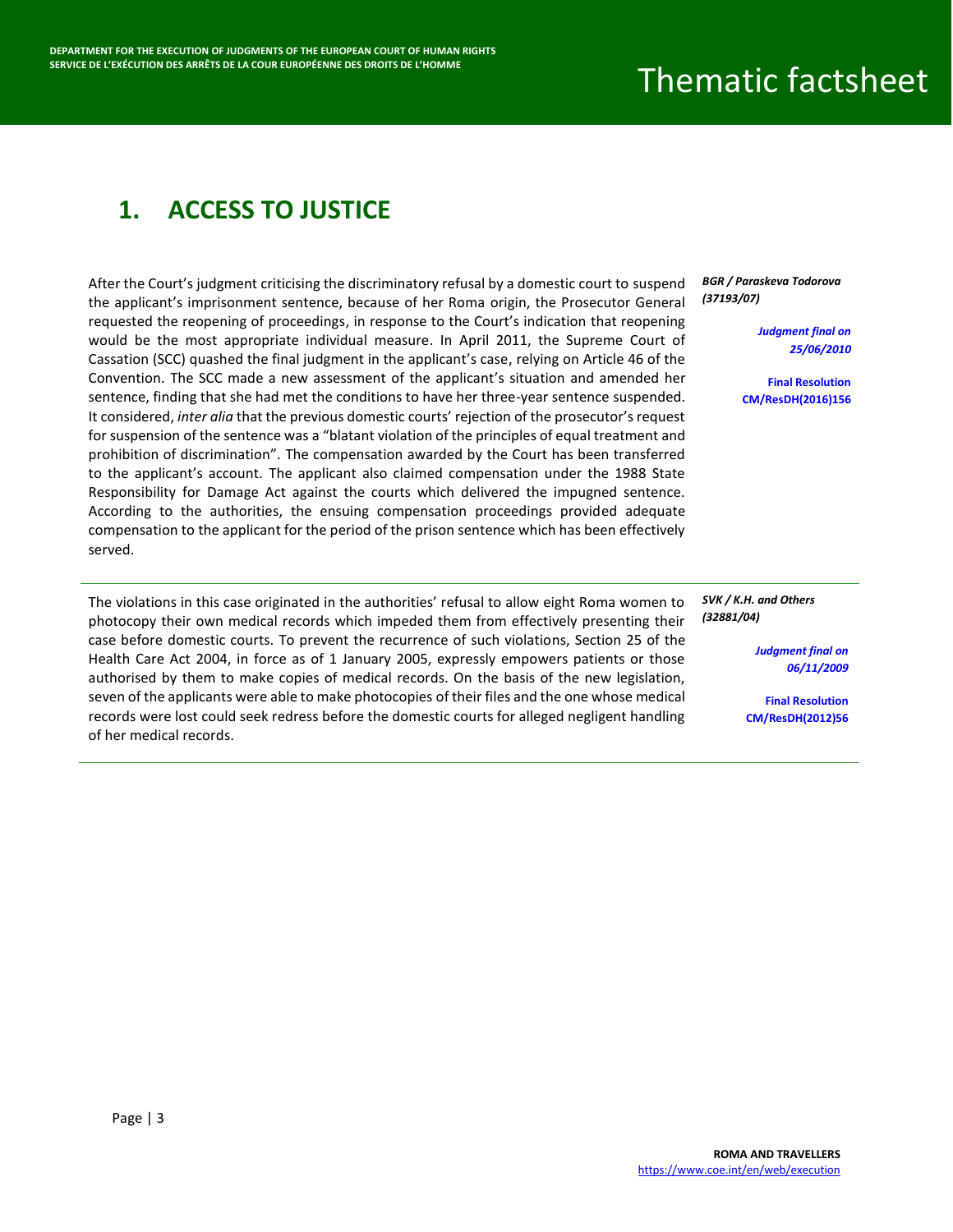## 1. ACCESS TO JUSTICE

*BGR / Paraskeva Todorova (37193/07)*

***Judgment final on 25/06/2010***

**Final Resolution CM/ResDH(2016)156**

After the Court's judgment criticising the discriminatory refusal by a domestic court to suspend the applicant's imprisonment sentence, because of her Roma origin, the Prosecutor General requested the reopening of proceedings, in response to the Court's indication that reopening would be the most appropriate individual measure. In April 2011, the Supreme Court of Cassation (SCC) quashed the final judgment in the applicant's case, relying on Article 46 of the Convention. The SCC made a new assessment of the applicant's situation and amended her sentence, finding that she had met the conditions to have her three-year sentence suspended. It considered, *inter alia* that the previous domestic courts' rejection of the prosecutor's request for suspension of the sentence was a "blatant violation of the principles of equal treatment and prohibition of discrimination". The compensation awarded by the Court has been transferred to the applicant's account. The applicant also claimed compensation under the 1988 State Responsibility for Damage Act against the courts which delivered the impugned sentence. According to the authorities, the ensuing compensation proceedings provided adequate compensation to the applicant for the period of the prison sentence which has been effectively served.

---

*SVK / K.H. and Others (32881/04)*

***Judgment final on 06/11/2009***

**Final Resolution CM/ResDH(2012)56**

The violations in this case originated in the authorities' refusal to allow eight Roma women to photocopy their own medical records which impeded them from effectively presenting their case before domestic courts. To prevent the recurrence of such violations, Section 25 of the Health Care Act 2004, in force as of 1 January 2005, expressly empowers patients or those authorised by them to make copies of medical records. On the basis of the new legislation, seven of the applicants were able to make photocopies of their files and the one whose medical records were lost could seek redress before the domestic courts for alleged negligent handling of her medical records.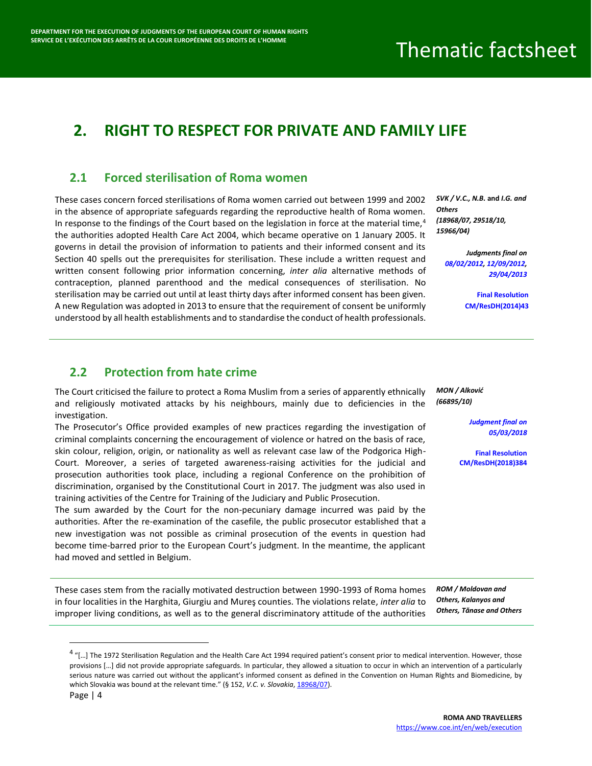# 2. RIGHT TO RESPECT FOR PRIVATE AND FAMILY LIFE

## 2.1 Forced sterilisation of Roma women

These cases concern forced sterilisations of Roma women carried out between 1999 and 2002 in the absence of appropriate safeguards regarding the reproductive health of Roma women. In response to the findings of the Court based on the legislation in force at the material time,[4] the authorities adopted Health Care Act 2004, which became operative on 1 January 2005. It governs in detail the provision of information to patients and their informed consent and its Section 40 spells out the prerequisites for sterilisation. These include a written request and written consent following prior information concerning, *inter alia* alternative methods of contraception, planned parenthood and the medical consequences of sterilisation. No sterilisation may be carried out until at least thirty days after informed consent has been given. A new Regulation was adopted in 2013 to ensure that the requirement of consent be uniformly understood by all health establishments and to standardise the conduct of health professionals.

***SVK / V.C., N.B.* and *I.G. and Others* (18968/07, 29518/10, 15966/04)**

***Judgments final on 08/02/2012, 12/09/2012, 29/04/2013***

**Final Resolution CM/ResDH(2014)43**

---

## 2.2 Protection from hate crime

The Court criticised the failure to protect a Roma Muslim from a series of apparently ethnically and religiously motivated attacks by his neighbours, mainly due to deficiencies in the investigation.

The Prosecutor's Office provided examples of new practices regarding the investigation of criminal complaints concerning the encouragement of violence or hatred on the basis of race, skin colour, religion, origin, or nationality as well as relevant case law of the Podgorica High-Court. Moreover, a series of targeted awareness-raising activities for the judicial and prosecution authorities took place, including a regional Conference on the prohibition of discrimination, organised by the Constitutional Court in 2017. The judgment was also used in training activities of the Centre for Training of the Judiciary and Public Prosecution.

The sum awarded by the Court for the non-pecuniary damage incurred was paid by the authorities. After the re-examination of the casefile, the public prosecutor established that a new investigation was not possible as criminal prosecution of the events in question had become time-barred prior to the European Court's judgment. In the meantime, the applicant had moved and settled in Belgium.

***MON / Alković* (66895/10)**

***Judgment final on 05/03/2018***

**Final Resolution CM/ResDH(2018)384**

---

These cases stem from the racially motivated destruction between 1990-1993 of Roma homes in four localities in the Harghita, Giurgiu and Mureş counties. The violations relate, *inter alia* to improper living conditions, as well as to the general discriminatory attitude of the authorities

***ROM / Moldovan and Others, Kalanyos and Others, Tănase and Others***

---

[4] "[…] The 1972 Sterilisation Regulation and the Health Care Act 1994 required patient's consent prior to medical intervention. However, those provisions […] did not provide appropriate safeguards. In particular, they allowed a situation to occur in which an intervention of a particularly serious nature was carried out without the applicant's informed consent as defined in the Convention on Human Rights and Biomedicine, by which Slovakia was bound at the relevant time." (§ 152, *V.C. v. Slovakia*, 18968/07).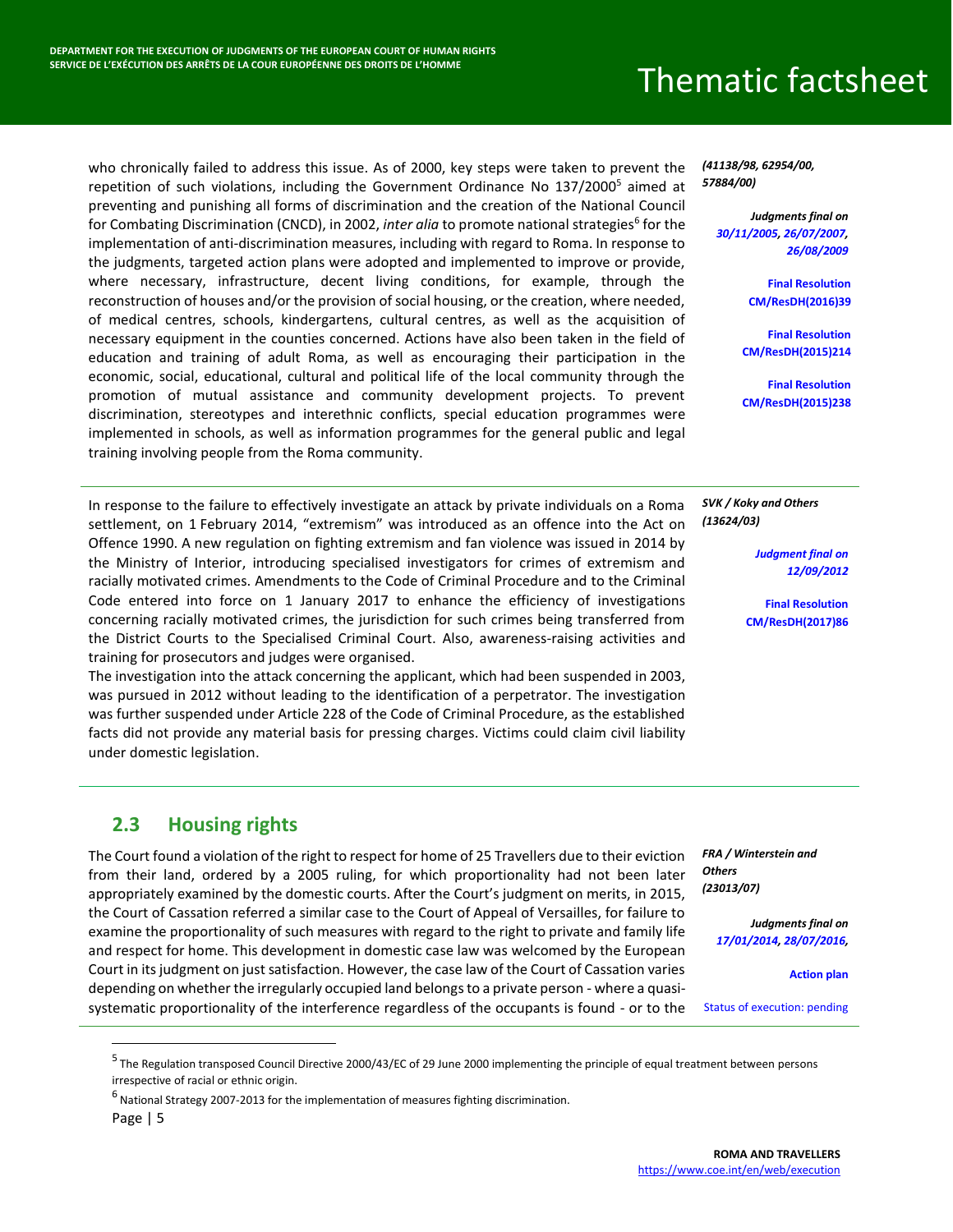who chronically failed to address this issue. As of 2000, key steps were taken to prevent the repetition of such violations, including the Government Ordinance No 137/2000[5] aimed at preventing and punishing all forms of discrimination and the creation of the National Council for Combating Discrimination (CNCD), in 2002, *inter alia* to promote national strategies[6] for the implementation of anti-discrimination measures, including with regard to Roma. In response to the judgments, targeted action plans were adopted and implemented to improve or provide, where necessary, infrastructure, decent living conditions, for example, through the reconstruction of houses and/or the provision of social housing, or the creation, where needed, of medical centres, schools, kindergartens, cultural centres, as well as the acquisition of necessary equipment in the counties concerned. Actions have also been taken in the field of education and training of adult Roma, as well as encouraging their participation in the economic, social, educational, cultural and political life of the local community through the promotion of mutual assistance and community development projects. To prevent discrimination, stereotypes and interethnic conflicts, special education programmes were implemented in schools, as well as information programmes for the general public and legal training involving people from the Roma community.

***(41138/98, 62954/00, 57884/00)***

***Judgments final on 30/11/2005, 26/07/2007, 26/08/2009***

**Final Resolution CM/ResDH(2016)39**

**Final Resolution CM/ResDH(2015)214**

**Final Resolution CM/ResDH(2015)238**

---

In response to the failure to effectively investigate an attack by private individuals on a Roma settlement, on 1 February 2014, "extremism" was introduced as an offence into the Act on Offence 1990. A new regulation on fighting extremism and fan violence was issued in 2014 by the Ministry of Interior, introducing specialised investigators for crimes of extremism and racially motivated crimes. Amendments to the Code of Criminal Procedure and to the Criminal Code entered into force on 1 January 2017 to enhance the efficiency of investigations concerning racially motivated crimes, the jurisdiction for such crimes being transferred from the District Courts to the Specialised Criminal Court. Also, awareness-raising activities and training for prosecutors and judges were organised.

The investigation into the attack concerning the applicant, which had been suspended in 2003, was pursued in 2012 without leading to the identification of a perpetrator. The investigation was further suspended under Article 228 of the Code of Criminal Procedure, as the established facts did not provide any material basis for pressing charges. Victims could claim civil liability under domestic legislation.

***SVK / Koky and Others (13624/03)***

***Judgment final on 12/09/2012***

**Final Resolution CM/ResDH(2017)86**

---

## 2.3 Housing rights

The Court found a violation of the right to respect for home of 25 Travellers due to their eviction from their land, ordered by a 2005 ruling, for which proportionality had not been later appropriately examined by the domestic courts. After the Court's judgment on merits, in 2015, the Court of Cassation referred a similar case to the Court of Appeal of Versailles, for failure to examine the proportionality of such measures with regard to the right to private and family life and respect for home. This development in domestic case law was welcomed by the European Court in its judgment on just satisfaction. However, the case law of the Court of Cassation varies depending on whether the irregularly occupied land belongs to a private person - where a quasi-systematic proportionality of the interference regardless of the occupants is found - or to the

***FRA / Winterstein and Others (23013/07)***

***Judgments final on 17/01/2014, 28/07/2016,***

**Action plan**

Status of execution: pending

---

[5] The Regulation transposed Council Directive 2000/43/EC of 29 June 2000 implementing the principle of equal treatment between persons irrespective of racial or ethnic origin.

[6] National Strategy 2007-2013 for the implementation of measures fighting discrimination.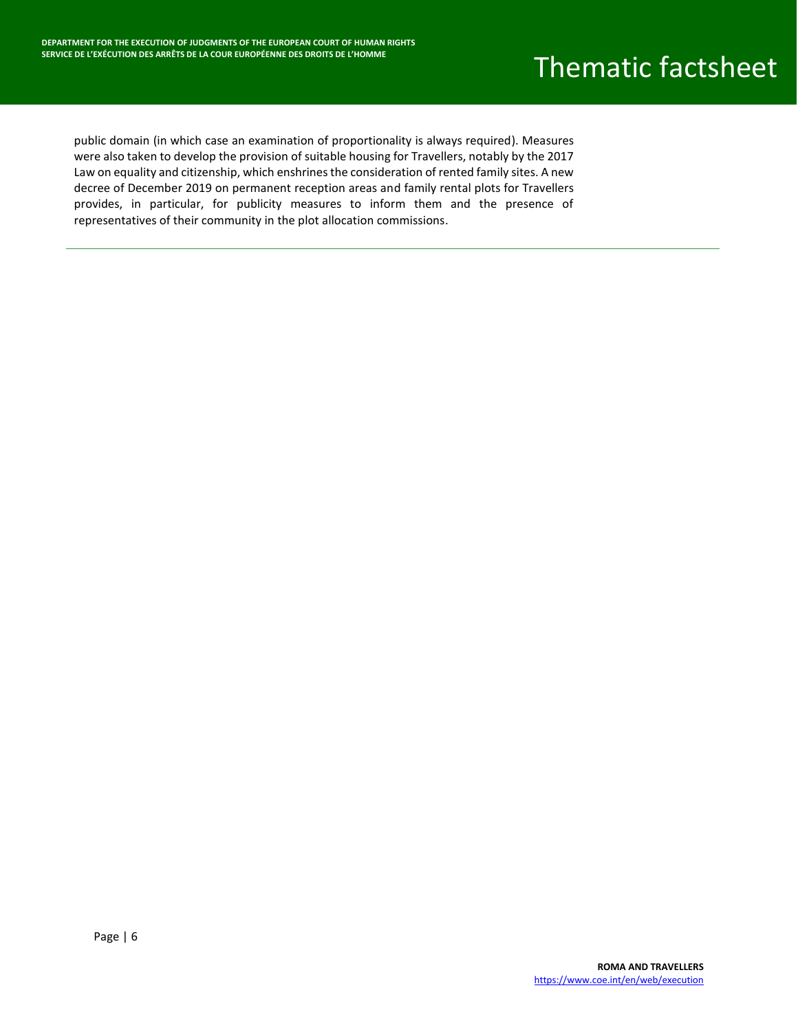public domain (in which case an examination of proportionality is always required). Measures were also taken to develop the provision of suitable housing for Travellers, notably by the 2017 Law on equality and citizenship, which enshrines the consideration of rented family sites. A new decree of December 2019 on permanent reception areas and family rental plots for Travellers provides, in particular, for publicity measures to inform them and the presence of representatives of their community in the plot allocation commissions.

---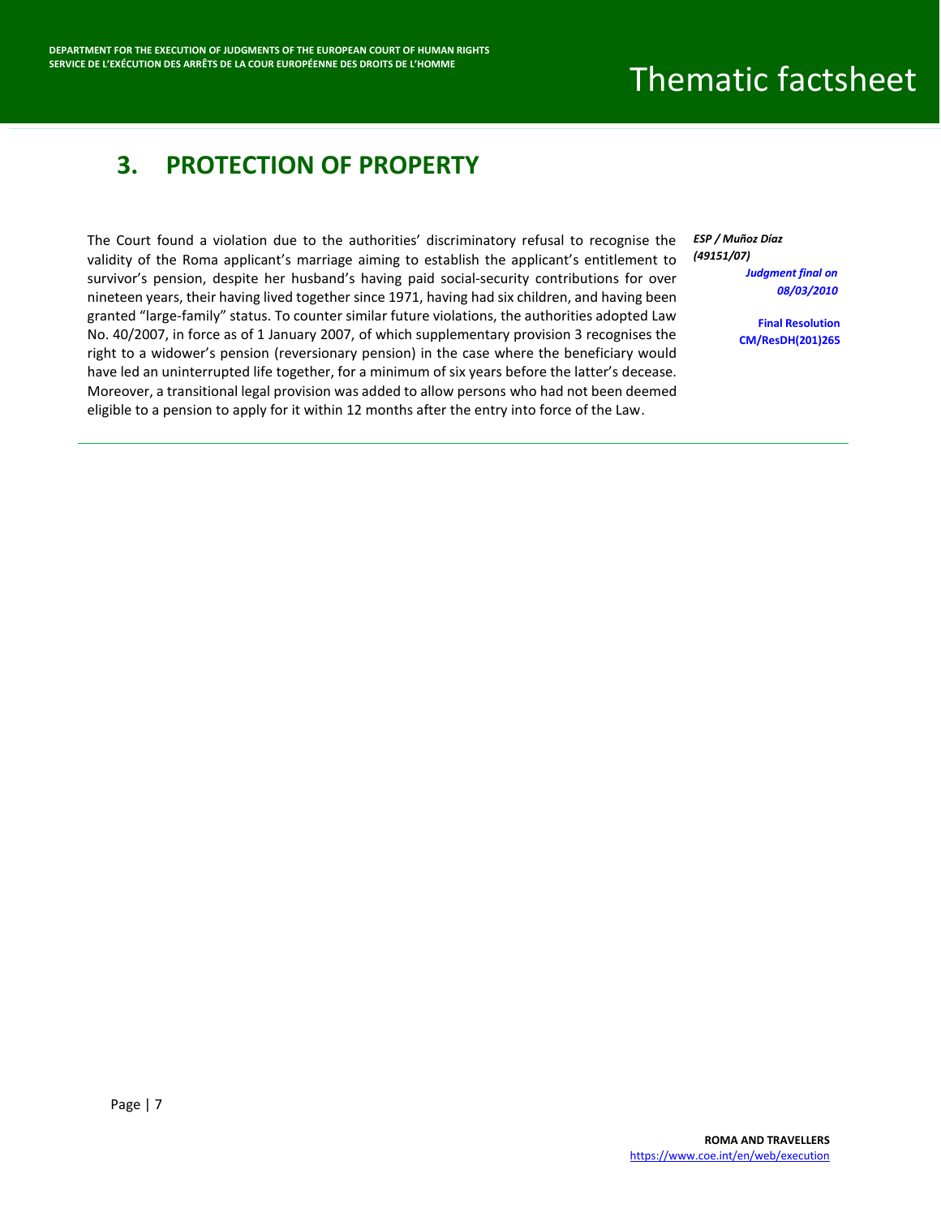## 3. PROTECTION OF PROPERTY

*ESP / Muñoz Díaz (49151/07)*
*Judgment final on 08/03/2010*

**Final Resolution CM/ResDH(201)265**

The Court found a violation due to the authorities' discriminatory refusal to recognise the validity of the Roma applicant's marriage aiming to establish the applicant's entitlement to survivor's pension, despite her husband's having paid social-security contributions for over nineteen years, their having lived together since 1971, having had six children, and having been granted "large-family" status. To counter similar future violations, the authorities adopted Law No. 40/2007, in force as of 1 January 2007, of which supplementary provision 3 recognises the right to a widower's pension (reversionary pension) in the case where the beneficiary would have led an uninterrupted life together, for a minimum of six years before the latter's decease. Moreover, a transitional legal provision was added to allow persons who had not been deemed eligible to a pension to apply for it within 12 months after the entry into force of the Law.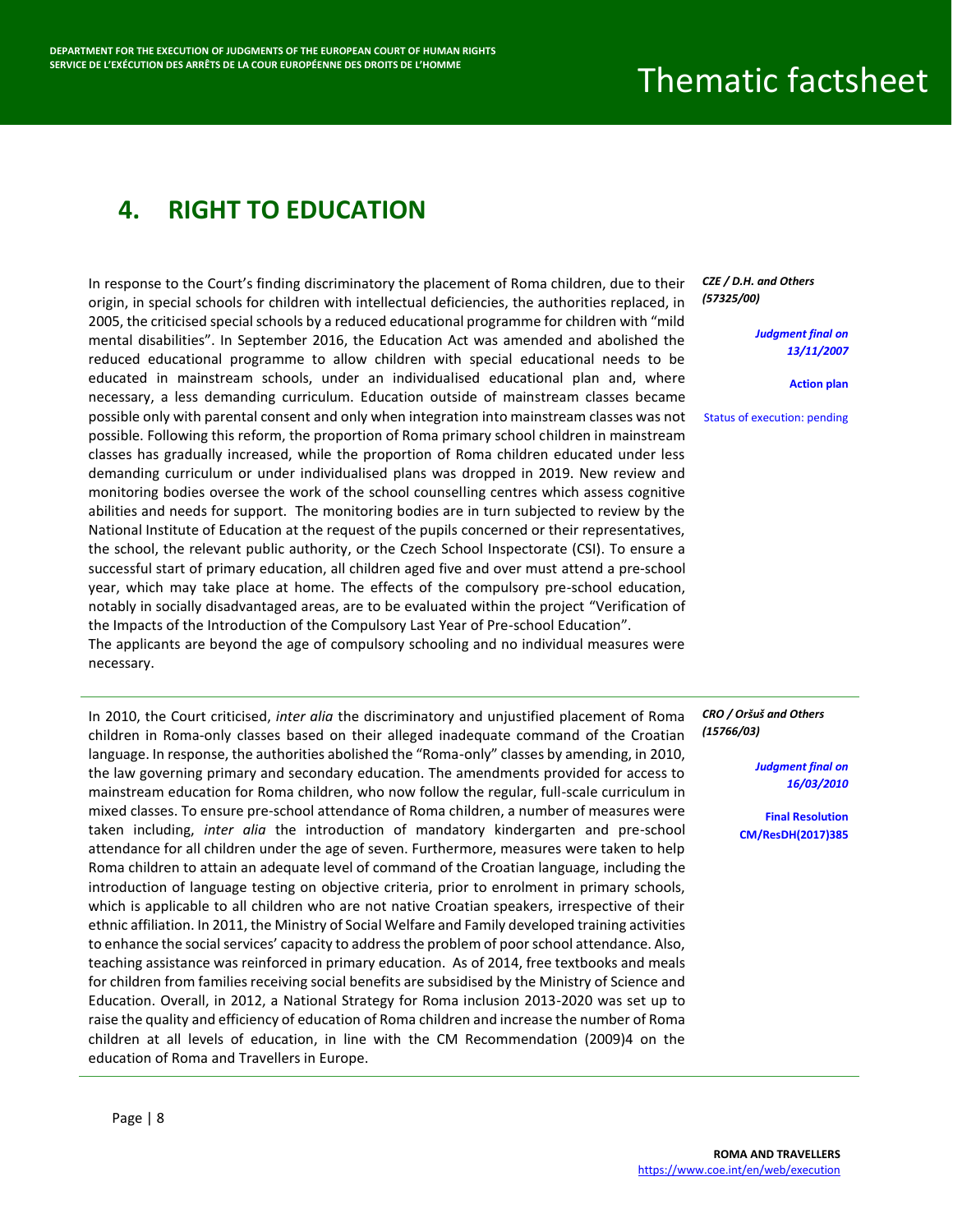## 4. RIGHT TO EDUCATION

*CZE / D.H. and Others (57325/00)*

*Judgment final on 13/11/2007*

**Action plan**

Status of execution: pending

In response to the Court's finding discriminatory the placement of Roma children, due to their origin, in special schools for children with intellectual deficiencies, the authorities replaced, in 2005, the criticised special schools by a reduced educational programme for children with "mild mental disabilities". In September 2016, the Education Act was amended and abolished the reduced educational programme to allow children with special educational needs to be educated in mainstream schools, under an individualised educational plan and, where necessary, a less demanding curriculum. Education outside of mainstream classes became possible only with parental consent and only when integration into mainstream classes was not possible. Following this reform, the proportion of Roma primary school children in mainstream classes has gradually increased, while the proportion of Roma children educated under less demanding curriculum or under individualised plans was dropped in 2019. New review and monitoring bodies oversee the work of the school counselling centres which assess cognitive abilities and needs for support. The monitoring bodies are in turn subjected to review by the National Institute of Education at the request of the pupils concerned or their representatives, the school, the relevant public authority, or the Czech School Inspectorate (CSI). To ensure a successful start of primary education, all children aged five and over must attend a pre-school year, which may take place at home. The effects of the compulsory pre-school education, notably in socially disadvantaged areas, are to be evaluated within the project "Verification of the Impacts of the Introduction of the Compulsory Last Year of Pre-school Education".
The applicants are beyond the age of compulsory schooling and no individual measures were necessary.

---

*CRO / Oršuš and Others (15766/03)*

*Judgment final on 16/03/2010*

**Final Resolution CM/ResDH(2017)385**

In 2010, the Court criticised, *inter alia* the discriminatory and unjustified placement of Roma children in Roma-only classes based on their alleged inadequate command of the Croatian language. In response, the authorities abolished the "Roma-only" classes by amending, in 2010, the law governing primary and secondary education. The amendments provided for access to mainstream education for Roma children, who now follow the regular, full-scale curriculum in mixed classes. To ensure pre-school attendance of Roma children, a number of measures were taken including, *inter alia* the introduction of mandatory kindergarten and pre-school attendance for all children under the age of seven. Furthermore, measures were taken to help Roma children to attain an adequate level of command of the Croatian language, including the introduction of language testing on objective criteria, prior to enrolment in primary schools, which is applicable to all children who are not native Croatian speakers, irrespective of their ethnic affiliation. In 2011, the Ministry of Social Welfare and Family developed training activities to enhance the social services' capacity to address the problem of poor school attendance. Also, teaching assistance was reinforced in primary education. As of 2014, free textbooks and meals for children from families receiving social benefits are subsidised by the Ministry of Science and Education. Overall, in 2012, a National Strategy for Roma inclusion 2013-2020 was set up to raise the quality and efficiency of education of Roma children and increase the number of Roma children at all levels of education, in line with the CM Recommendation (2009)4 on the education of Roma and Travellers in Europe.

---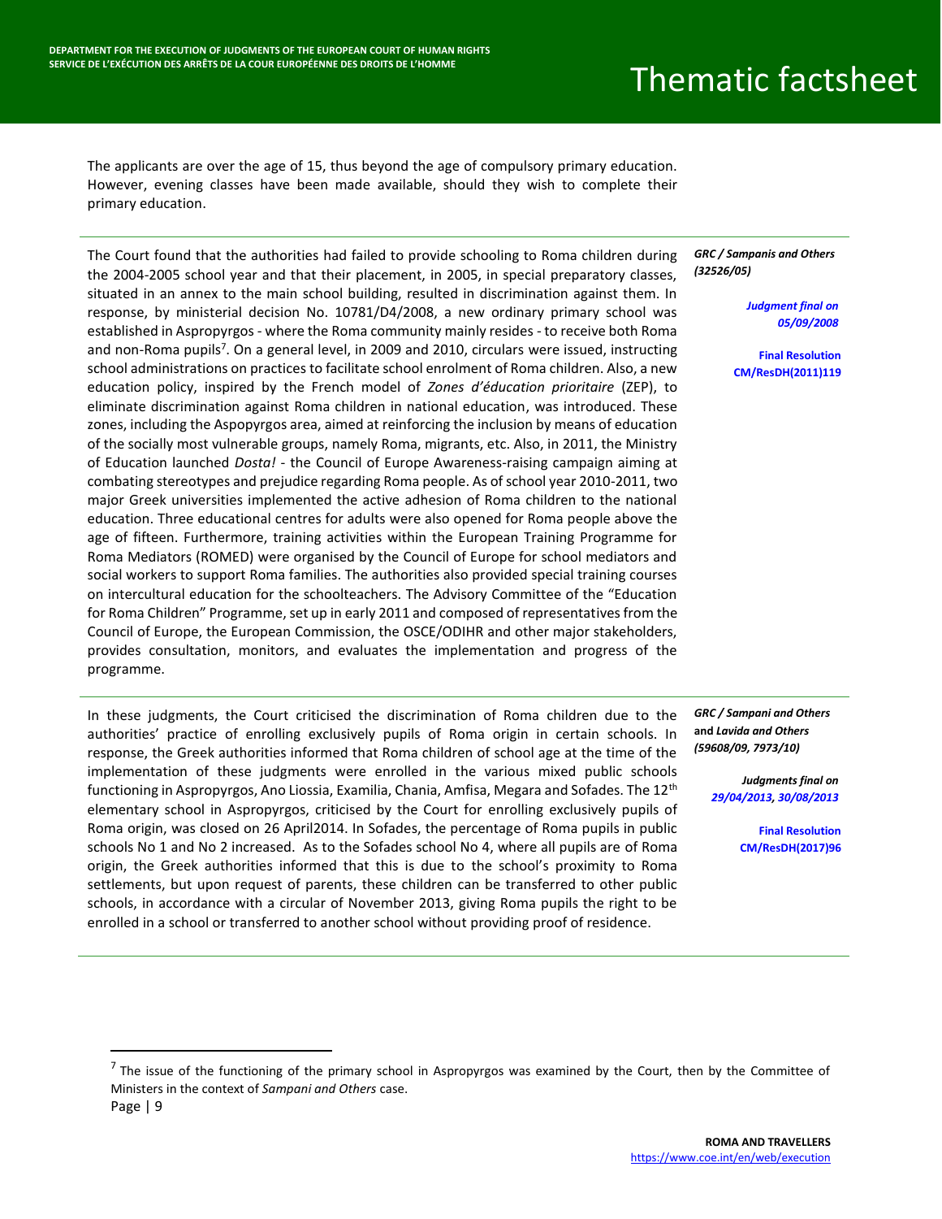The applicants are over the age of 15, thus beyond the age of compulsory primary education. However, evening classes have been made available, should they wish to complete their primary education.

---

***GRC / Sampanis and Others (32526/05)***

***Judgment final on 05/09/2008***

**Final Resolution CM/ResDH(2011)119**

The Court found that the authorities had failed to provide schooling to Roma children during the 2004-2005 school year and that their placement, in 2005, in special preparatory classes, situated in an annex to the main school building, resulted in discrimination against them. In response, by ministerial decision No. 10781/D4/2008, a new ordinary primary school was established in Aspropyrgos - where the Roma community mainly resides - to receive both Roma and non-Roma pupils[7]. On a general level, in 2009 and 2010, circulars were issued, instructing school administrations on practices to facilitate school enrolment of Roma children. Also, a new education policy, inspired by the French model of *Zones d'éducation prioritaire* (ZEP), to eliminate discrimination against Roma children in national education, was introduced. These zones, including the Aspopyrgos area, aimed at reinforcing the inclusion by means of education of the socially most vulnerable groups, namely Roma, migrants, etc. Also, in 2011, the Ministry of Education launched *Dosta!* - the Council of Europe Awareness-raising campaign aiming at combating stereotypes and prejudice regarding Roma people. As of school year 2010-2011, two major Greek universities implemented the active adhesion of Roma children to the national education. Three educational centres for adults were also opened for Roma people above the age of fifteen. Furthermore, training activities within the European Training Programme for Roma Mediators (ROMED) were organised by the Council of Europe for school mediators and social workers to support Roma families. The authorities also provided special training courses on intercultural education for the schoolteachers. The Advisory Committee of the "Education for Roma Children" Programme, set up in early 2011 and composed of representatives from the Council of Europe, the European Commission, the OSCE/ODIHR and other major stakeholders, provides consultation, monitors, and evaluates the implementation and progress of the programme.

---

***GRC / Sampani and Others* and *Lavida and Others* (59608/09, 7973/10)**

***Judgments final on 29/04/2013, 30/08/2013***

**Final Resolution CM/ResDH(2017)96**

In these judgments, the Court criticised the discrimination of Roma children due to the authorities' practice of enrolling exclusively pupils of Roma origin in certain schools. In response, the Greek authorities informed that Roma children of school age at the time of the implementation of these judgments were enrolled in the various mixed public schools functioning in Aspropyrgos, Ano Liossia, Examilia, Chania, Amfisa, Megara and Sofades. The 12th elementary school in Aspropyrgos, criticised by the Court for enrolling exclusively pupils of Roma origin, was closed on 26 April2014. In Sofades, the percentage of Roma pupils in public schools No 1 and No 2 increased. As to the Sofades school No 4, where all pupils are of Roma origin, the Greek authorities informed that this is due to the school's proximity to Roma settlements, but upon request of parents, these children can be transferred to other public schools, in accordance with a circular of November 2013, giving Roma pupils the right to be enrolled in a school or transferred to another school without providing proof of residence.

---

[7] The issue of the functioning of the primary school in Aspropyrgos was examined by the Court, then by the Committee of Ministers in the context of *Sampani and Others* case.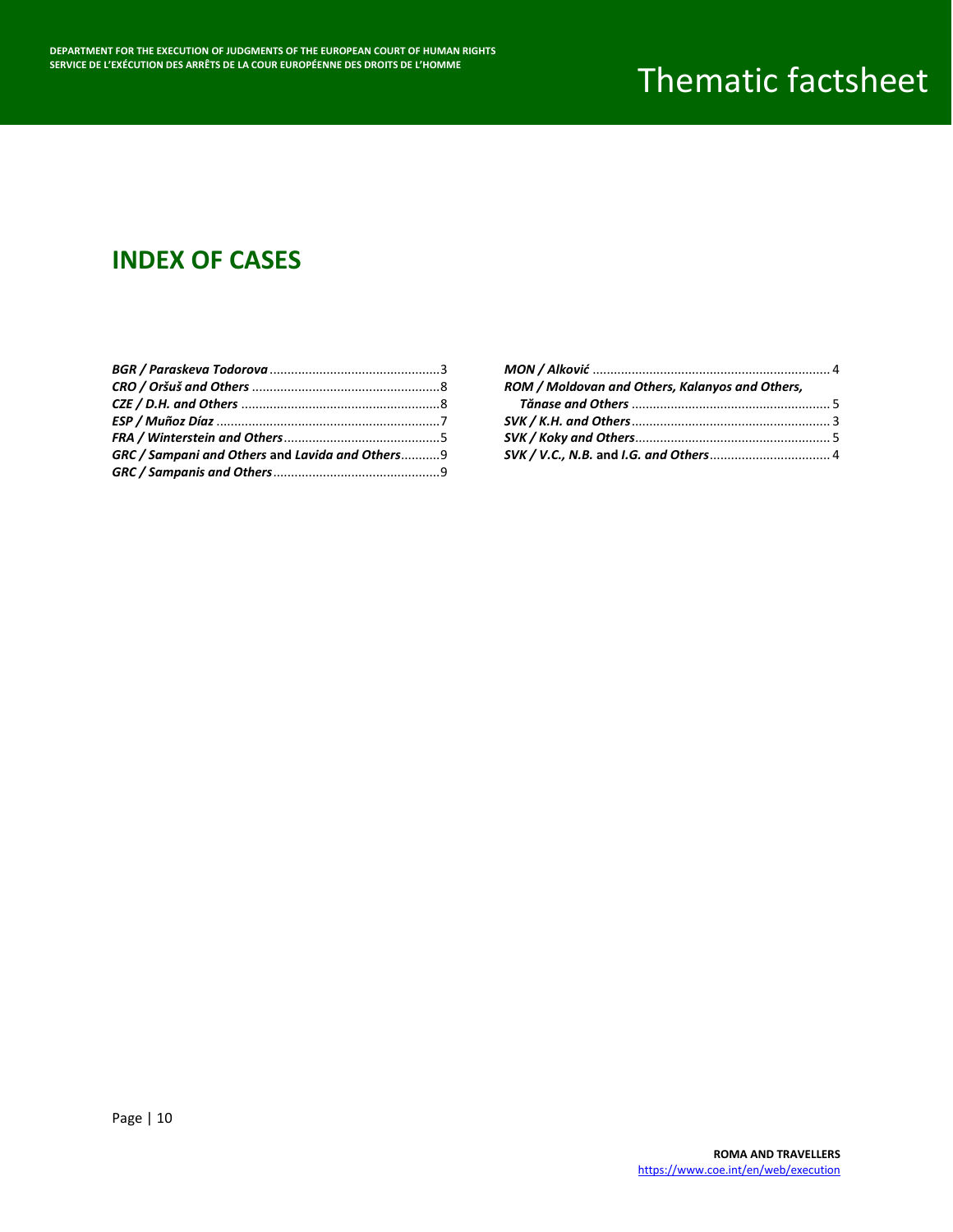## INDEX OF CASES

*BGR / Paraskeva Todorova* ................................................3
*CRO / Oršuš and Others* .....................................................8
*CZE / D.H. and Others* ........................................................8
*ESP / Muñoz Díaz* ...............................................................7
*FRA / Winterstein and Others*............................................5
*GRC / Sampani and Others* and *Lavida and Others*...........9
*GRC / Sampanis and Others*...............................................9
*MON / Alković* ................................................................... 4
*ROM / Moldovan and Others, Kalanyos and Others, Tănase and Others* ........................................................ 5
*SVK / K.H. and Others*........................................................ 3
*SVK / Koky and Others*....................................................... 5
*SVK / V.C., N.B.* and *I.G. and Others*.................................. 4